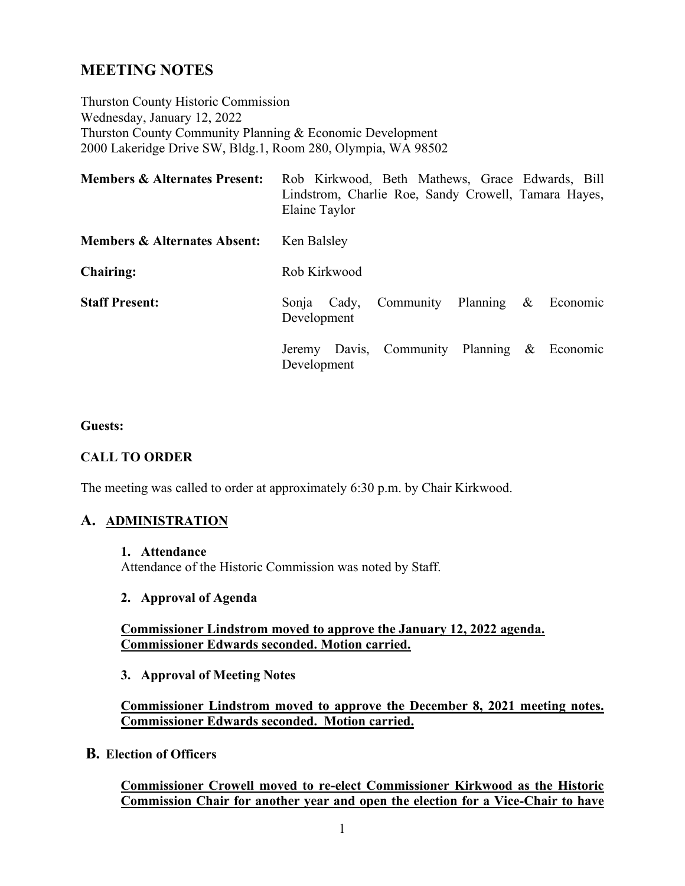# MEETING NOTES

Thurston County Historic Commission
Wednesday, January 12, 2022
Thurston County Community Planning & Economic Development
2000 Lakeridge Drive SW, Bldg.1, Room 280, Olympia, WA 98502

**Members & Alternates Present:** Rob Kirkwood, Beth Mathews, Grace Edwards, Bill Lindstrom, Charlie Roe, Sandy Crowell, Tamara Hayes, Elaine Taylor

**Members & Alternates Absent:** Ken Balsley

**Chairing:** Rob Kirkwood

**Staff Present:** Sonja Cady, Community Planning & Economic Development

Jeremy Davis, Community Planning & Economic Development

**Guests:**

**CALL TO ORDER**

The meeting was called to order at approximately 6:30 p.m. by Chair Kirkwood.

## A. ADMINISTRATION

**1. Attendance**
Attendance of the Historic Commission was noted by Staff.

**2. Approval of Agenda**

**Commissioner Lindstrom moved to approve the January 12, 2022 agenda. Commissioner Edwards seconded. Motion carried.**

**3. Approval of Meeting Notes**

**Commissioner Lindstrom moved to approve the December 8, 2021 meeting notes. Commissioner Edwards seconded. Motion carried.**

## B. Election of Officers

**Commissioner Crowell moved to re-elect Commissioner Kirkwood as the Historic Commission Chair for another year and open the election for a Vice-Chair to have**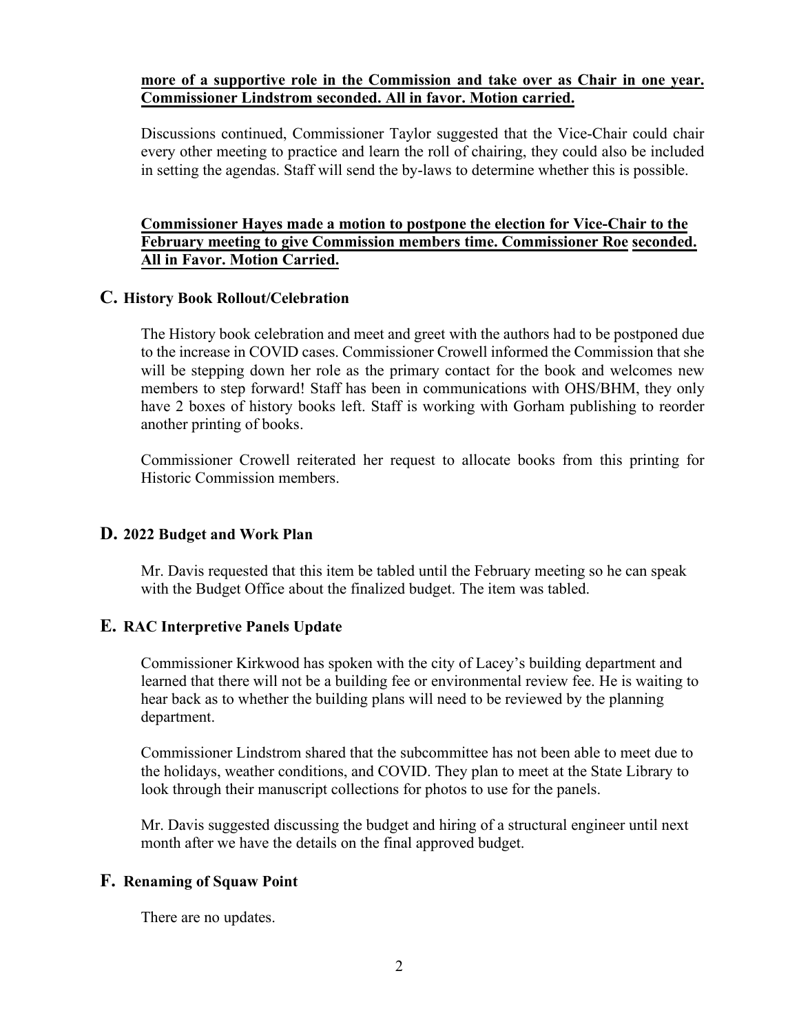**more of a supportive role in the Commission and take over as Chair in one year. Commissioner Lindstrom seconded. All in favor. Motion carried.**

Discussions continued, Commissioner Taylor suggested that the Vice-Chair could chair every other meeting to practice and learn the roll of chairing, they could also be included in setting the agendas. Staff will send the by-laws to determine whether this is possible.

**Commissioner Hayes made a motion to postpone the election for Vice-Chair to the February meeting to give Commission members time. Commissioner Roe seconded. All in Favor. Motion Carried.**

## C. History Book Rollout/Celebration

The History book celebration and meet and greet with the authors had to be postponed due to the increase in COVID cases. Commissioner Crowell informed the Commission that she will be stepping down her role as the primary contact for the book and welcomes new members to step forward! Staff has been in communications with OHS/BHM, they only have 2 boxes of history books left. Staff is working with Gorham publishing to reorder another printing of books.

Commissioner Crowell reiterated her request to allocate books from this printing for Historic Commission members.

## D. 2022 Budget and Work Plan

Mr. Davis requested that this item be tabled until the February meeting so he can speak with the Budget Office about the finalized budget. The item was tabled.

## E. RAC Interpretive Panels Update

Commissioner Kirkwood has spoken with the city of Lacey's building department and learned that there will not be a building fee or environmental review fee. He is waiting to hear back as to whether the building plans will need to be reviewed by the planning department.

Commissioner Lindstrom shared that the subcommittee has not been able to meet due to the holidays, weather conditions, and COVID. They plan to meet at the State Library to look through their manuscript collections for photos to use for the panels.

Mr. Davis suggested discussing the budget and hiring of a structural engineer until next month after we have the details on the final approved budget.

## F. Renaming of Squaw Point

There are no updates.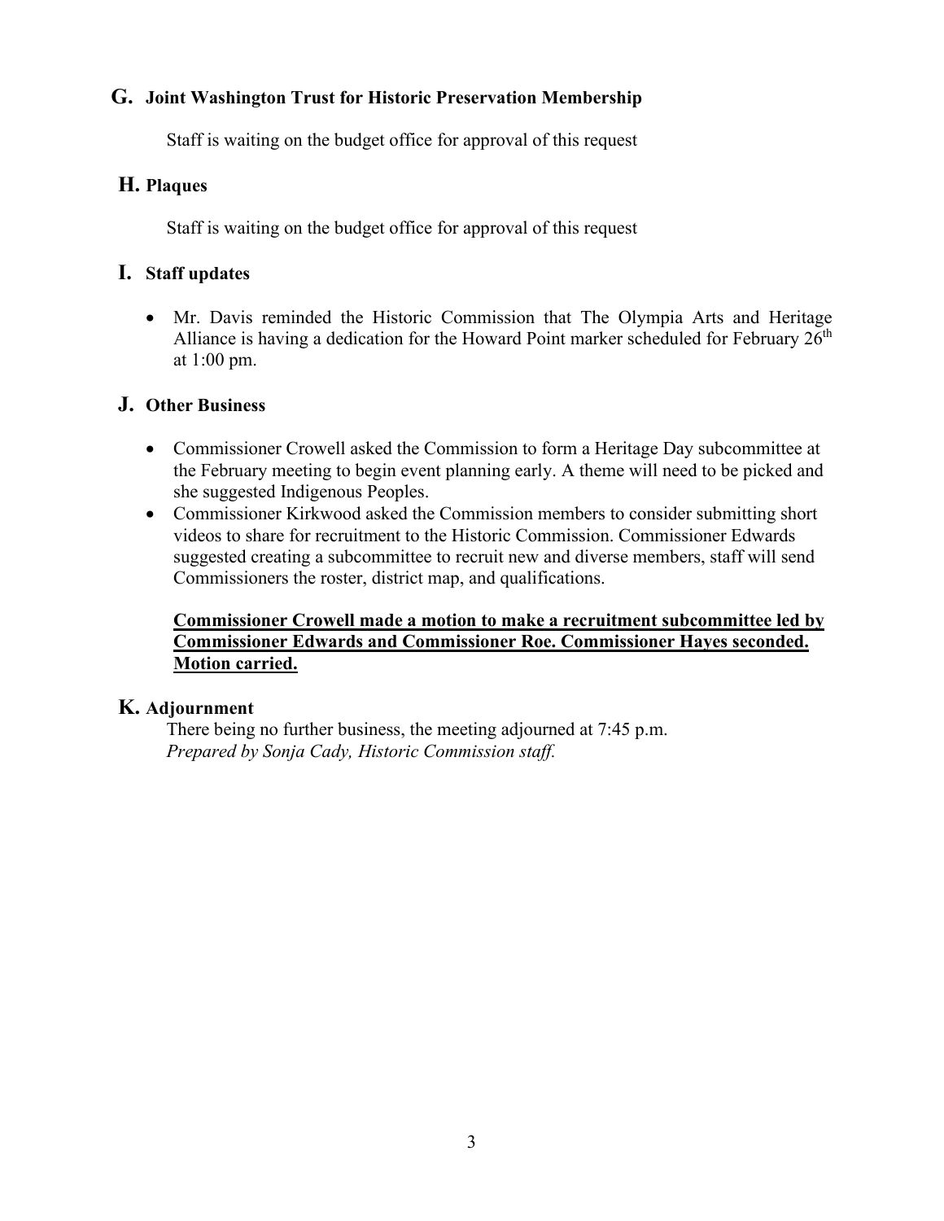## G. Joint Washington Trust for Historic Preservation Membership

Staff is waiting on the budget office for approval of this request

## H. Plaques

Staff is waiting on the budget office for approval of this request

## I. Staff updates

- Mr. Davis reminded the Historic Commission that The Olympia Arts and Heritage Alliance is having a dedication for the Howard Point marker scheduled for February 26th at 1:00 pm.

## J. Other Business

- Commissioner Crowell asked the Commission to form a Heritage Day subcommittee at the February meeting to begin event planning early. A theme will need to be picked and she suggested Indigenous Peoples.
- Commissioner Kirkwood asked the Commission members to consider submitting short videos to share for recruitment to the Historic Commission. Commissioner Edwards suggested creating a subcommittee to recruit new and diverse members, staff will send Commissioners the roster, district map, and qualifications.

**Commissioner Crowell made a motion to make a recruitment subcommittee led by Commissioner Edwards and Commissioner Roe. Commissioner Hayes seconded. Motion carried.**

## K. Adjournment

There being no further business, the meeting adjourned at 7:45 p.m.
*Prepared by Sonja Cady, Historic Commission staff.*